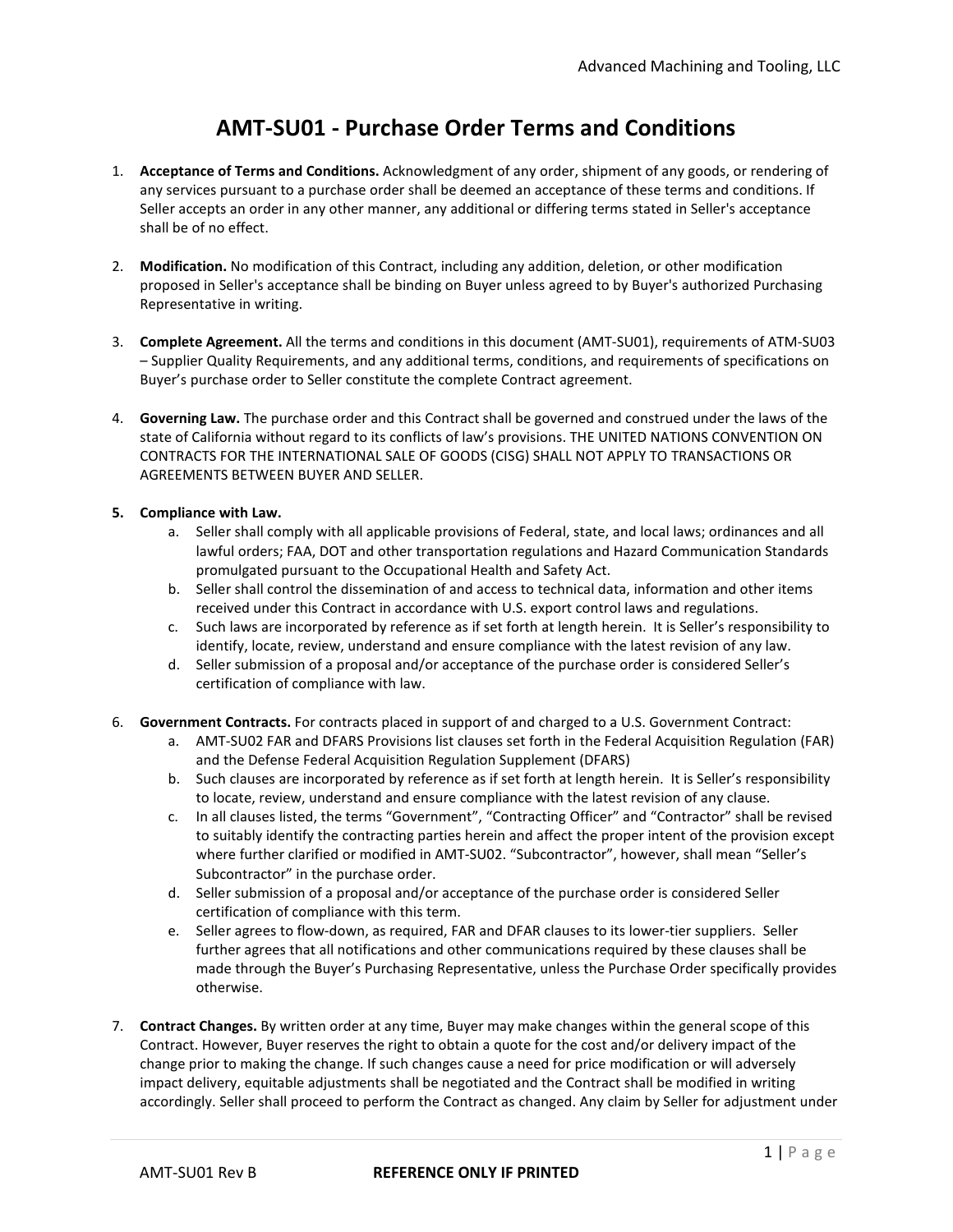# AMT-SU01 - Purchase Order Terms and Conditions

1. **Acceptance of Terms and Conditions.** Acknowledgment of any order, shipment of any goods, or rendering of any services pursuant to a purchase order shall be deemed an acceptance of these terms and conditions. If Seller accepts an order in any other manner, any additional or differing terms stated in Seller's acceptance shall be of no effect.

2. **Modification.** No modification of this Contract, including any addition, deletion, or other modification proposed in Seller's acceptance shall be binding on Buyer unless agreed to by Buyer's authorized Purchasing Representative in writing.

3. **Complete Agreement.** All the terms and conditions in this document (AMT-SU01), requirements of ATM-SU03 – Supplier Quality Requirements, and any additional terms, conditions, and requirements of specifications on Buyer's purchase order to Seller constitute the complete Contract agreement.

4. **Governing Law.** The purchase order and this Contract shall be governed and construed under the laws of the state of California without regard to its conflicts of law's provisions. THE UNITED NATIONS CONVENTION ON CONTRACTS FOR THE INTERNATIONAL SALE OF GOODS (CISG) SHALL NOT APPLY TO TRANSACTIONS OR AGREEMENTS BETWEEN BUYER AND SELLER.

5. **Compliance with Law.**
   a. Seller shall comply with all applicable provisions of Federal, state, and local laws; ordinances and all lawful orders; FAA, DOT and other transportation regulations and Hazard Communication Standards promulgated pursuant to the Occupational Health and Safety Act.
   b. Seller shall control the dissemination of and access to technical data, information and other items received under this Contract in accordance with U.S. export control laws and regulations.
   c. Such laws are incorporated by reference as if set forth at length herein. It is Seller's responsibility to identify, locate, review, understand and ensure compliance with the latest revision of any law.
   d. Seller submission of a proposal and/or acceptance of the purchase order is considered Seller's certification of compliance with law.

6. **Government Contracts.** For contracts placed in support of and charged to a U.S. Government Contract:
   a. AMT-SU02 FAR and DFARS Provisions list clauses set forth in the Federal Acquisition Regulation (FAR) and the Defense Federal Acquisition Regulation Supplement (DFARS)
   b. Such clauses are incorporated by reference as if set forth at length herein. It is Seller's responsibility to locate, review, understand and ensure compliance with the latest revision of any clause.
   c. In all clauses listed, the terms "Government", "Contracting Officer" and "Contractor" shall be revised to suitably identify the contracting parties herein and affect the proper intent of the provision except where further clarified or modified in AMT-SU02. "Subcontractor", however, shall mean "Seller's Subcontractor" in the purchase order.
   d. Seller submission of a proposal and/or acceptance of the purchase order is considered Seller certification of compliance with this term.
   e. Seller agrees to flow-down, as required, FAR and DFAR clauses to its lower-tier suppliers. Seller further agrees that all notifications and other communications required by these clauses shall be made through the Buyer's Purchasing Representative, unless the Purchase Order specifically provides otherwise.

7. **Contract Changes.** By written order at any time, Buyer may make changes within the general scope of this Contract. However, Buyer reserves the right to obtain a quote for the cost and/or delivery impact of the change prior to making the change. If such changes cause a need for price modification or will adversely impact delivery, equitable adjustments shall be negotiated and the Contract shall be modified in writing accordingly. Seller shall proceed to perform the Contract as changed. Any claim by Seller for adjustment under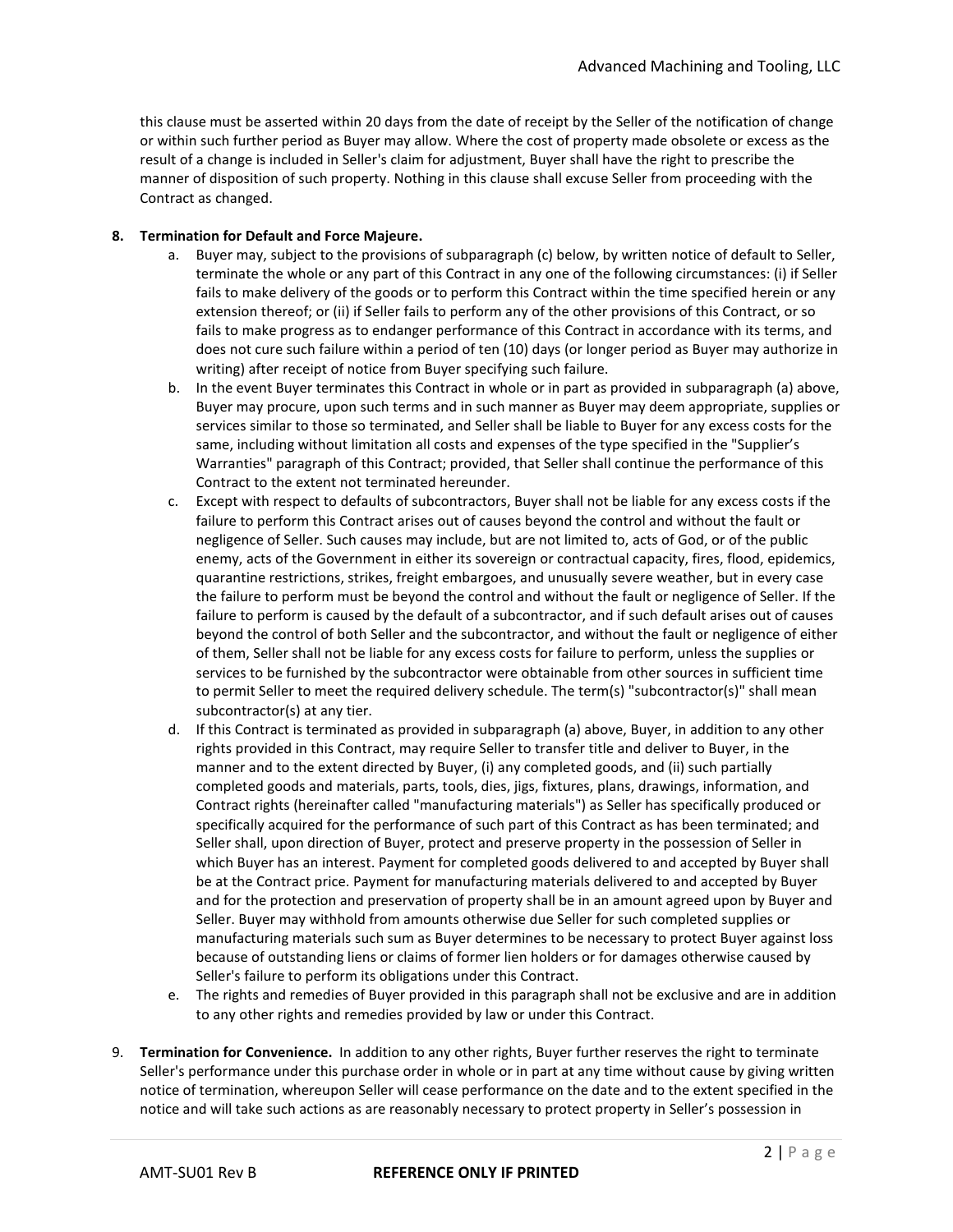this clause must be asserted within 20 days from the date of receipt by the Seller of the notification of change or within such further period as Buyer may allow. Where the cost of property made obsolete or excess as the result of a change is included in Seller's claim for adjustment, Buyer shall have the right to prescribe the manner of disposition of such property. Nothing in this clause shall excuse Seller from proceeding with the Contract as changed.

8. **Termination for Default and Force Majeure.**
   a. Buyer may, subject to the provisions of subparagraph (c) below, by written notice of default to Seller, terminate the whole or any part of this Contract in any one of the following circumstances: (i) if Seller fails to make delivery of the goods or to perform this Contract within the time specified herein or any extension thereof; or (ii) if Seller fails to perform any of the other provisions of this Contract, or so fails to make progress as to endanger performance of this Contract in accordance with its terms, and does not cure such failure within a period of ten (10) days (or longer period as Buyer may authorize in writing) after receipt of notice from Buyer specifying such failure.
   b. In the event Buyer terminates this Contract in whole or in part as provided in subparagraph (a) above, Buyer may procure, upon such terms and in such manner as Buyer may deem appropriate, supplies or services similar to those so terminated, and Seller shall be liable to Buyer for any excess costs for the same, including without limitation all costs and expenses of the type specified in the "Supplier's Warranties" paragraph of this Contract; provided, that Seller shall continue the performance of this Contract to the extent not terminated hereunder.
   c. Except with respect to defaults of subcontractors, Buyer shall not be liable for any excess costs if the failure to perform this Contract arises out of causes beyond the control and without the fault or negligence of Seller. Such causes may include, but are not limited to, acts of God, or of the public enemy, acts of the Government in either its sovereign or contractual capacity, fires, flood, epidemics, quarantine restrictions, strikes, freight embargoes, and unusually severe weather, but in every case the failure to perform must be beyond the control and without the fault or negligence of Seller. If the failure to perform is caused by the default of a subcontractor, and if such default arises out of causes beyond the control of both Seller and the subcontractor, and without the fault or negligence of either of them, Seller shall not be liable for any excess costs for failure to perform, unless the supplies or services to be furnished by the subcontractor were obtainable from other sources in sufficient time to permit Seller to meet the required delivery schedule. The term(s) "subcontractor(s)" shall mean subcontractor(s) at any tier.
   d. If this Contract is terminated as provided in subparagraph (a) above, Buyer, in addition to any other rights provided in this Contract, may require Seller to transfer title and deliver to Buyer, in the manner and to the extent directed by Buyer, (i) any completed goods, and (ii) such partially completed goods and materials, parts, tools, dies, jigs, fixtures, plans, drawings, information, and Contract rights (hereinafter called "manufacturing materials") as Seller has specifically produced or specifically acquired for the performance of such part of this Contract as has been terminated; and Seller shall, upon direction of Buyer, protect and preserve property in the possession of Seller in which Buyer has an interest. Payment for completed goods delivered to and accepted by Buyer shall be at the Contract price. Payment for manufacturing materials delivered to and accepted by Buyer and for the protection and preservation of property shall be in an amount agreed upon by Buyer and Seller. Buyer may withhold from amounts otherwise due Seller for such completed supplies or manufacturing materials such sum as Buyer determines to be necessary to protect Buyer against loss because of outstanding liens or claims of former lien holders or for damages otherwise caused by Seller's failure to perform its obligations under this Contract.
   e. The rights and remedies of Buyer provided in this paragraph shall not be exclusive and are in addition to any other rights and remedies provided by law or under this Contract.

9. **Termination for Convenience.** In addition to any other rights, Buyer further reserves the right to terminate Seller's performance under this purchase order in whole or in part at any time without cause by giving written notice of termination, whereupon Seller will cease performance on the date and to the extent specified in the notice and will take such actions as are reasonably necessary to protect property in Seller's possession in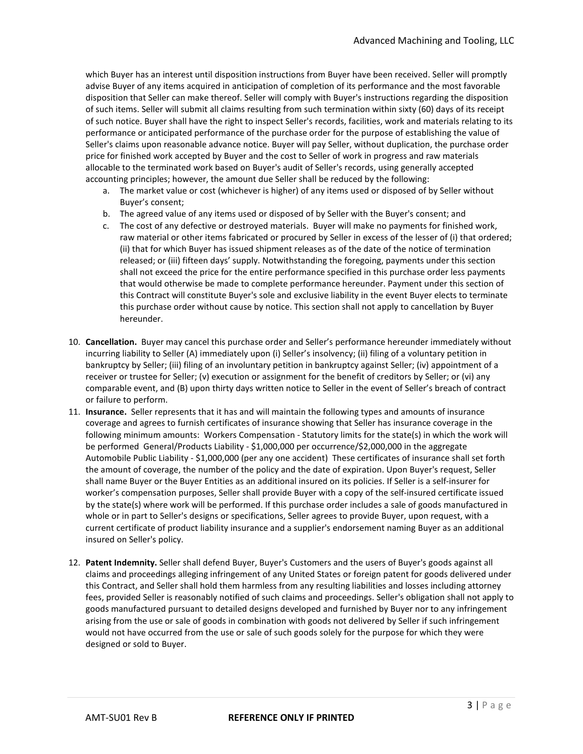which Buyer has an interest until disposition instructions from Buyer have been received. Seller will promptly advise Buyer of any items acquired in anticipation of completion of its performance and the most favorable disposition that Seller can make thereof. Seller will comply with Buyer's instructions regarding the disposition of such items. Seller will submit all claims resulting from such termination within sixty (60) days of its receipt of such notice. Buyer shall have the right to inspect Seller's records, facilities, work and materials relating to its performance or anticipated performance of the purchase order for the purpose of establishing the value of Seller's claims upon reasonable advance notice. Buyer will pay Seller, without duplication, the purchase order price for finished work accepted by Buyer and the cost to Seller of work in progress and raw materials allocable to the terminated work based on Buyer's audit of Seller's records, using generally accepted accounting principles; however, the amount due Seller shall be reduced by the following:

a. The market value or cost (whichever is higher) of any items used or disposed of by Seller without Buyer's consent;
b. The agreed value of any items used or disposed of by Seller with the Buyer's consent; and
c. The cost of any defective or destroyed materials. Buyer will make no payments for finished work, raw material or other items fabricated or procured by Seller in excess of the lesser of (i) that ordered; (ii) that for which Buyer has issued shipment releases as of the date of the notice of termination released; or (iii) fifteen days' supply. Notwithstanding the foregoing, payments under this section shall not exceed the price for the entire performance specified in this purchase order less payments that would otherwise be made to complete performance hereunder. Payment under this section of this Contract will constitute Buyer's sole and exclusive liability in the event Buyer elects to terminate this purchase order without cause by notice. This section shall not apply to cancellation by Buyer hereunder.

10. **Cancellation.** Buyer may cancel this purchase order and Seller's performance hereunder immediately without incurring liability to Seller (A) immediately upon (i) Seller's insolvency; (ii) filing of a voluntary petition in bankruptcy by Seller; (iii) filing of an involuntary petition in bankruptcy against Seller; (iv) appointment of a receiver or trustee for Seller; (v) execution or assignment for the benefit of creditors by Seller; or (vi) any comparable event, and (B) upon thirty days written notice to Seller in the event of Seller's breach of contract or failure to perform.
11. **Insurance.** Seller represents that it has and will maintain the following types and amounts of insurance coverage and agrees to furnish certificates of insurance showing that Seller has insurance coverage in the following minimum amounts: Workers Compensation - Statutory limits for the state(s) in which the work will be performed General/Products Liability - $1,000,000 per occurrence/$2,000,000 in the aggregate Automobile Public Liability - $1,000,000 (per any one accident) These certificates of insurance shall set forth the amount of coverage, the number of the policy and the date of expiration. Upon Buyer's request, Seller shall name Buyer or the Buyer Entities as an additional insured on its policies. If Seller is a self-insurer for worker's compensation purposes, Seller shall provide Buyer with a copy of the self-insured certificate issued by the state(s) where work will be performed. If this purchase order includes a sale of goods manufactured in whole or in part to Seller's designs or specifications, Seller agrees to provide Buyer, upon request, with a current certificate of product liability insurance and a supplier's endorsement naming Buyer as an additional insured on Seller's policy.
12. **Patent Indemnity.** Seller shall defend Buyer, Buyer's Customers and the users of Buyer's goods against all claims and proceedings alleging infringement of any United States or foreign patent for goods delivered under this Contract, and Seller shall hold them harmless from any resulting liabilities and losses including attorney fees, provided Seller is reasonably notified of such claims and proceedings. Seller's obligation shall not apply to goods manufactured pursuant to detailed designs developed and furnished by Buyer nor to any infringement arising from the use or sale of goods in combination with goods not delivered by Seller if such infringement would not have occurred from the use or sale of such goods solely for the purpose for which they were designed or sold to Buyer.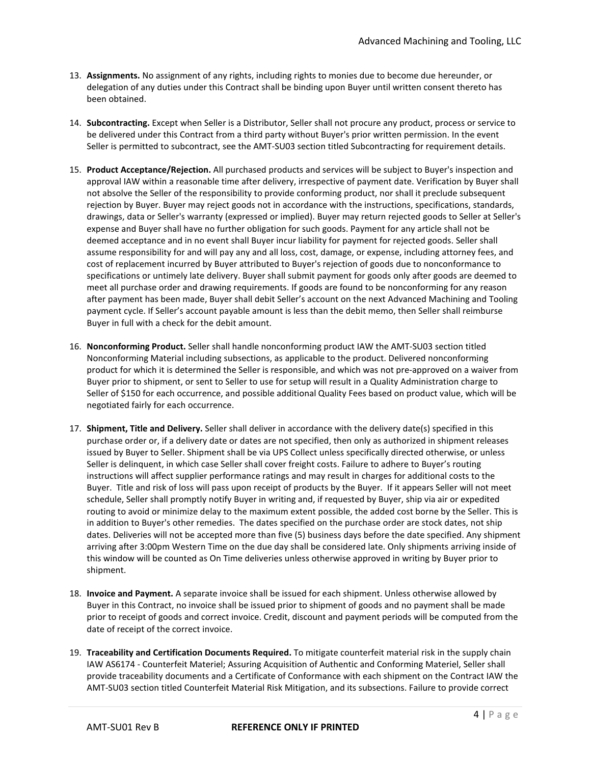13. **Assignments.** No assignment of any rights, including rights to monies due to become due hereunder, or delegation of any duties under this Contract shall be binding upon Buyer until written consent thereto has been obtained.

14. **Subcontracting.** Except when Seller is a Distributor, Seller shall not procure any product, process or service to be delivered under this Contract from a third party without Buyer's prior written permission. In the event Seller is permitted to subcontract, see the AMT-SU03 section titled Subcontracting for requirement details.

15. **Product Acceptance/Rejection.** All purchased products and services will be subject to Buyer's inspection and approval IAW within a reasonable time after delivery, irrespective of payment date. Verification by Buyer shall not absolve the Seller of the responsibility to provide conforming product, nor shall it preclude subsequent rejection by Buyer. Buyer may reject goods not in accordance with the instructions, specifications, standards, drawings, data or Seller's warranty (expressed or implied). Buyer may return rejected goods to Seller at Seller's expense and Buyer shall have no further obligation for such goods. Payment for any article shall not be deemed acceptance and in no event shall Buyer incur liability for payment for rejected goods. Seller shall assume responsibility for and will pay any and all loss, cost, damage, or expense, including attorney fees, and cost of replacement incurred by Buyer attributed to Buyer's rejection of goods due to nonconformance to specifications or untimely late delivery. Buyer shall submit payment for goods only after goods are deemed to meet all purchase order and drawing requirements. If goods are found to be nonconforming for any reason after payment has been made, Buyer shall debit Seller's account on the next Advanced Machining and Tooling payment cycle. If Seller's account payable amount is less than the debit memo, then Seller shall reimburse Buyer in full with a check for the debit amount.

16. **Nonconforming Product.** Seller shall handle nonconforming product IAW the AMT-SU03 section titled Nonconforming Material including subsections, as applicable to the product. Delivered nonconforming product for which it is determined the Seller is responsible, and which was not pre-approved on a waiver from Buyer prior to shipment, or sent to Seller to use for setup will result in a Quality Administration charge to Seller of $150 for each occurrence, and possible additional Quality Fees based on product value, which will be negotiated fairly for each occurrence.

17. **Shipment, Title and Delivery.** Seller shall deliver in accordance with the delivery date(s) specified in this purchase order or, if a delivery date or dates are not specified, then only as authorized in shipment releases issued by Buyer to Seller. Shipment shall be via UPS Collect unless specifically directed otherwise, or unless Seller is delinquent, in which case Seller shall cover freight costs. Failure to adhere to Buyer's routing instructions will affect supplier performance ratings and may result in charges for additional costs to the Buyer. Title and risk of loss will pass upon receipt of products by the Buyer. If it appears Seller will not meet schedule, Seller shall promptly notify Buyer in writing and, if requested by Buyer, ship via air or expedited routing to avoid or minimize delay to the maximum extent possible, the added cost borne by the Seller. This is in addition to Buyer's other remedies. The dates specified on the purchase order are stock dates, not ship dates. Deliveries will not be accepted more than five (5) business days before the date specified. Any shipment arriving after 3:00pm Western Time on the due day shall be considered late. Only shipments arriving inside of this window will be counted as On Time deliveries unless otherwise approved in writing by Buyer prior to shipment.

18. **Invoice and Payment.** A separate invoice shall be issued for each shipment. Unless otherwise allowed by Buyer in this Contract, no invoice shall be issued prior to shipment of goods and no payment shall be made prior to receipt of goods and correct invoice. Credit, discount and payment periods will be computed from the date of receipt of the correct invoice.

19. **Traceability and Certification Documents Required.** To mitigate counterfeit material risk in the supply chain IAW AS6174 - Counterfeit Materiel; Assuring Acquisition of Authentic and Conforming Materiel, Seller shall provide traceability documents and a Certificate of Conformance with each shipment on the Contract IAW the AMT-SU03 section titled Counterfeit Material Risk Mitigation, and its subsections. Failure to provide correct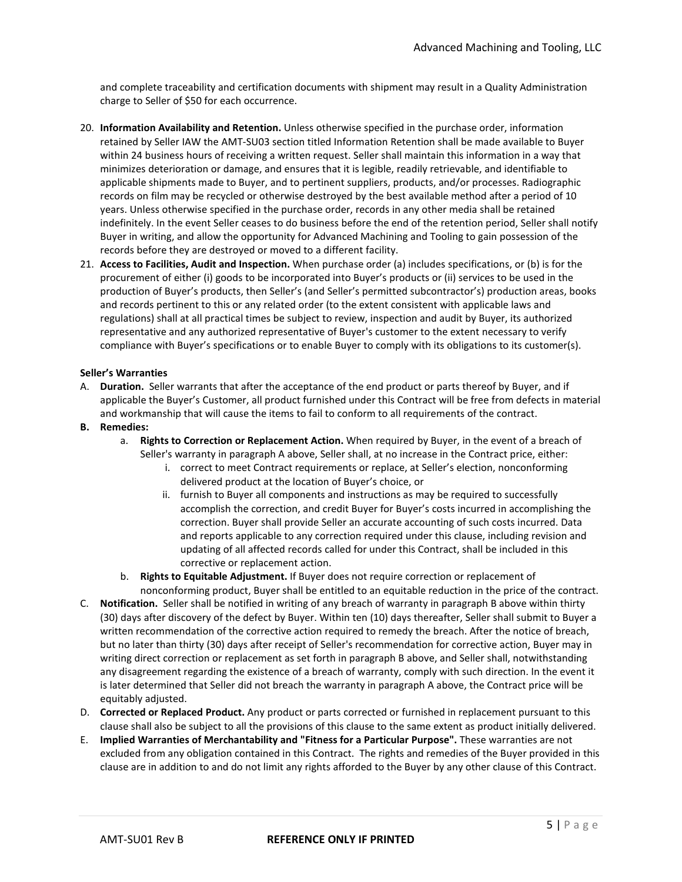and complete traceability and certification documents with shipment may result in a Quality Administration charge to Seller of $50 for each occurrence.

20. **Information Availability and Retention.** Unless otherwise specified in the purchase order, information retained by Seller IAW the AMT-SU03 section titled Information Retention shall be made available to Buyer within 24 business hours of receiving a written request. Seller shall maintain this information in a way that minimizes deterioration or damage, and ensures that it is legible, readily retrievable, and identifiable to applicable shipments made to Buyer, and to pertinent suppliers, products, and/or processes. Radiographic records on film may be recycled or otherwise destroyed by the best available method after a period of 10 years. Unless otherwise specified in the purchase order, records in any other media shall be retained indefinitely. In the event Seller ceases to do business before the end of the retention period, Seller shall notify Buyer in writing, and allow the opportunity for Advanced Machining and Tooling to gain possession of the records before they are destroyed or moved to a different facility.
21. **Access to Facilities, Audit and Inspection.** When purchase order (a) includes specifications, or (b) is for the procurement of either (i) goods to be incorporated into Buyer's products or (ii) services to be used in the production of Buyer's products, then Seller's (and Seller's permitted subcontractor's) production areas, books and records pertinent to this or any related order (to the extent consistent with applicable laws and regulations) shall at all practical times be subject to review, inspection and audit by Buyer, its authorized representative and any authorized representative of Buyer's customer to the extent necessary to verify compliance with Buyer's specifications or to enable Buyer to comply with its obligations to its customer(s).

**Seller's Warranties**

A. **Duration.** Seller warrants that after the acceptance of the end product or parts thereof by Buyer, and if applicable the Buyer's Customer, all product furnished under this Contract will be free from defects in material and workmanship that will cause the items to fail to conform to all requirements of the contract.

**B. Remedies:**

a. **Rights to Correction or Replacement Action.** When required by Buyer, in the event of a breach of Seller's warranty in paragraph A above, Seller shall, at no increase in the Contract price, either:

i. correct to meet Contract requirements or replace, at Seller's election, nonconforming delivered product at the location of Buyer's choice, or

ii. furnish to Buyer all components and instructions as may be required to successfully accomplish the correction, and credit Buyer for Buyer's costs incurred in accomplishing the correction. Buyer shall provide Seller an accurate accounting of such costs incurred. Data and reports applicable to any correction required under this clause, including revision and updating of all affected records called for under this Contract, shall be included in this corrective or replacement action.

b. **Rights to Equitable Adjustment.** If Buyer does not require correction or replacement of nonconforming product, Buyer shall be entitled to an equitable reduction in the price of the contract.

C. **Notification.** Seller shall be notified in writing of any breach of warranty in paragraph B above within thirty (30) days after discovery of the defect by Buyer. Within ten (10) days thereafter, Seller shall submit to Buyer a written recommendation of the corrective action required to remedy the breach. After the notice of breach, but no later than thirty (30) days after receipt of Seller's recommendation for corrective action, Buyer may in writing direct correction or replacement as set forth in paragraph B above, and Seller shall, notwithstanding any disagreement regarding the existence of a breach of warranty, comply with such direction. In the event it is later determined that Seller did not breach the warranty in paragraph A above, the Contract price will be equitably adjusted.

D. **Corrected or Replaced Product.** Any product or parts corrected or furnished in replacement pursuant to this clause shall also be subject to all the provisions of this clause to the same extent as product initially delivered.

E. **Implied Warranties of Merchantability and "Fitness for a Particular Purpose".** These warranties are not excluded from any obligation contained in this Contract. The rights and remedies of the Buyer provided in this clause are in addition to and do not limit any rights afforded to the Buyer by any other clause of this Contract.